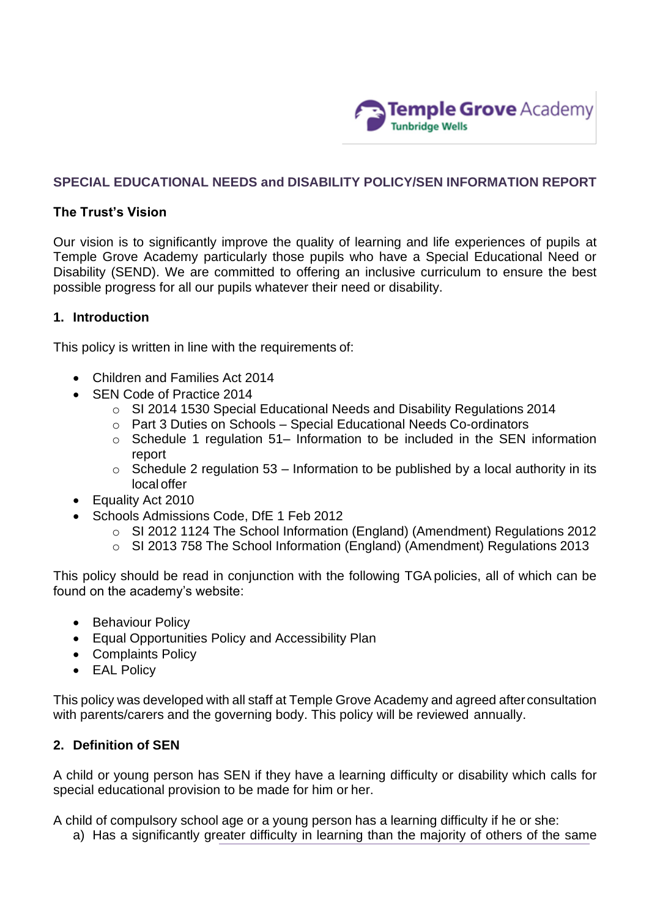Temple Grove Academy
Tunbridge Wells

## SPECIAL EDUCATIONAL NEEDS and DISABILITY POLICY/SEN INFORMATION REPORT

### The Trust's Vision

Our vision is to significantly improve the quality of learning and life experiences of pupils at Temple Grove Academy particularly those pupils who have a Special Educational Need or Disability (SEND). We are committed to offering an inclusive curriculum to ensure the best possible progress for all our pupils whatever their need or disability.

### 1. Introduction

This policy is written in line with the requirements of:

- Children and Families Act 2014
- SEN Code of Practice 2014
  - SI 2014 1530 Special Educational Needs and Disability Regulations 2014
  - Part 3 Duties on Schools – Special Educational Needs Co-ordinators
  - Schedule 1 regulation 51– Information to be included in the SEN information report
  - Schedule 2 regulation 53 – Information to be published by a local authority in its local offer
- Equality Act 2010
- Schools Admissions Code, DfE 1 Feb 2012
  - SI 2012 1124 The School Information (England) (Amendment) Regulations 2012
  - SI 2013 758 The School Information (England) (Amendment) Regulations 2013

This policy should be read in conjunction with the following TGA policies, all of which can be found on the academy's website:

- Behaviour Policy
- Equal Opportunities Policy and Accessibility Plan
- Complaints Policy
- EAL Policy

This policy was developed with all staff at Temple Grove Academy and agreed after consultation with parents/carers and the governing body. This policy will be reviewed annually.

### 2. Definition of SEN

A child or young person has SEN if they have a learning difficulty or disability which calls for special educational provision to be made for him or her.

A child of compulsory school age or a young person has a learning difficulty if he or she:

a) Has a significantly greater difficulty in learning than the majority of others of the same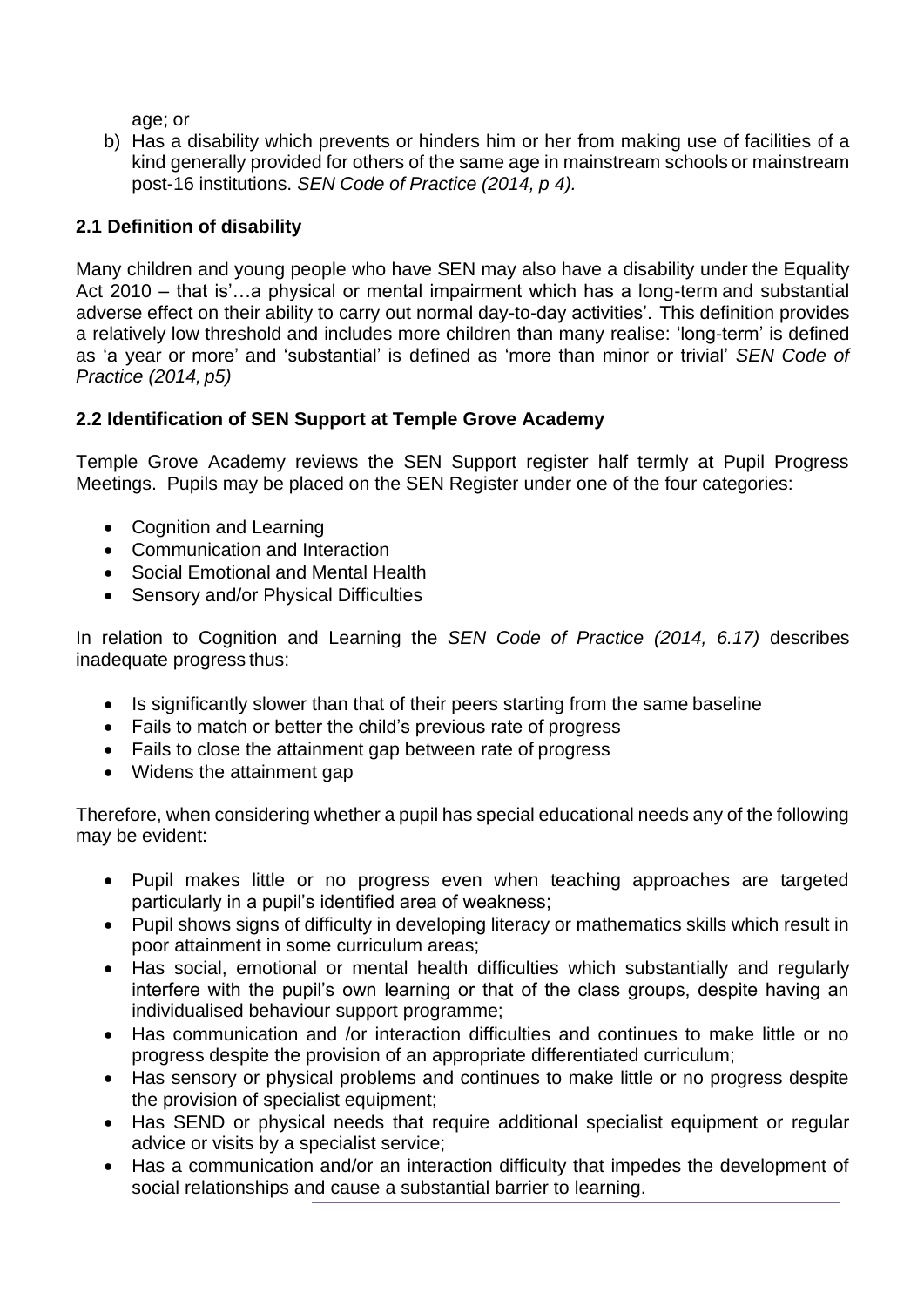age; or

b) Has a disability which prevents or hinders him or her from making use of facilities of a kind generally provided for others of the same age in mainstream schools or mainstream post-16 institutions. *SEN Code of Practice (2014, p 4).*

### 2.1 Definition of disability

Many children and young people who have SEN may also have a disability under the Equality Act 2010 – that is'…a physical or mental impairment which has a long-term and substantial adverse effect on their ability to carry out normal day-to-day activities'. This definition provides a relatively low threshold and includes more children than many realise: 'long-term' is defined as 'a year or more' and 'substantial' is defined as 'more than minor or trivial' *SEN Code of Practice (2014, p5)*

### 2.2 Identification of SEN Support at Temple Grove Academy

Temple Grove Academy reviews the SEN Support register half termly at Pupil Progress Meetings. Pupils may be placed on the SEN Register under one of the four categories:

- Cognition and Learning
- Communication and Interaction
- Social Emotional and Mental Health
- Sensory and/or Physical Difficulties

In relation to Cognition and Learning the *SEN Code of Practice (2014, 6.17)* describes inadequate progress thus:

- Is significantly slower than that of their peers starting from the same baseline
- Fails to match or better the child's previous rate of progress
- Fails to close the attainment gap between rate of progress
- Widens the attainment gap

Therefore, when considering whether a pupil has special educational needs any of the following may be evident:

- Pupil makes little or no progress even when teaching approaches are targeted particularly in a pupil's identified area of weakness;
- Pupil shows signs of difficulty in developing literacy or mathematics skills which result in poor attainment in some curriculum areas;
- Has social, emotional or mental health difficulties which substantially and regularly interfere with the pupil's own learning or that of the class groups, despite having an individualised behaviour support programme;
- Has communication and /or interaction difficulties and continues to make little or no progress despite the provision of an appropriate differentiated curriculum;
- Has sensory or physical problems and continues to make little or no progress despite the provision of specialist equipment;
- Has SEND or physical needs that require additional specialist equipment or regular advice or visits by a specialist service;
- Has a communication and/or an interaction difficulty that impedes the development of social relationships and cause a substantial barrier to learning.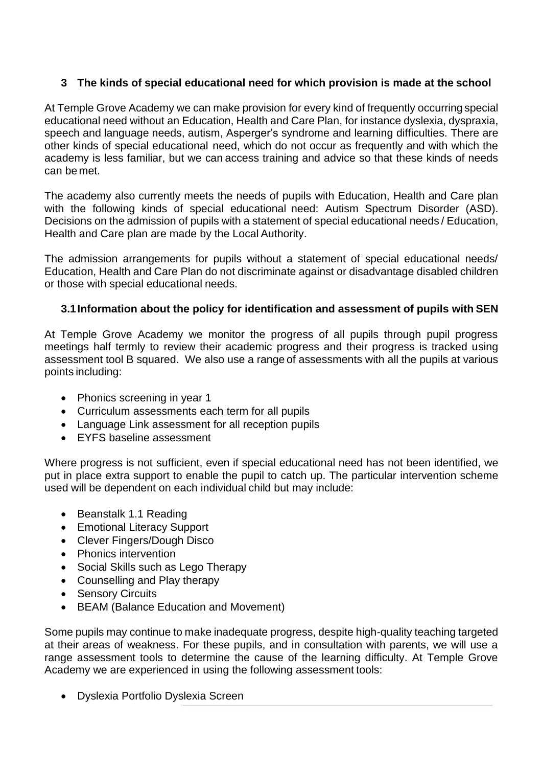## 3 The kinds of special educational need for which provision is made at the school

At Temple Grove Academy we can make provision for every kind of frequently occurring special educational need without an Education, Health and Care Plan, for instance dyslexia, dyspraxia, speech and language needs, autism, Asperger's syndrome and learning difficulties. There are other kinds of special educational need, which do not occur as frequently and with which the academy is less familiar, but we can access training and advice so that these kinds of needs can be met.

The academy also currently meets the needs of pupils with Education, Health and Care plan with the following kinds of special educational need: Autism Spectrum Disorder (ASD). Decisions on the admission of pupils with a statement of special educational needs / Education, Health and Care plan are made by the Local Authority.

The admission arrangements for pupils without a statement of special educational needs/ Education, Health and Care Plan do not discriminate against or disadvantage disabled children or those with special educational needs.

### 3.1 Information about the policy for identification and assessment of pupils with SEN

At Temple Grove Academy we monitor the progress of all pupils through pupil progress meetings half termly to review their academic progress and their progress is tracked using assessment tool B squared. We also use a range of assessments with all the pupils at various points including:

- Phonics screening in year 1
- Curriculum assessments each term for all pupils
- Language Link assessment for all reception pupils
- EYFS baseline assessment

Where progress is not sufficient, even if special educational need has not been identified, we put in place extra support to enable the pupil to catch up. The particular intervention scheme used will be dependent on each individual child but may include:

- Beanstalk 1.1 Reading
- Emotional Literacy Support
- Clever Fingers/Dough Disco
- Phonics intervention
- Social Skills such as Lego Therapy
- Counselling and Play therapy
- Sensory Circuits
- BEAM (Balance Education and Movement)

Some pupils may continue to make inadequate progress, despite high-quality teaching targeted at their areas of weakness. For these pupils, and in consultation with parents, we will use a range assessment tools to determine the cause of the learning difficulty. At Temple Grove Academy we are experienced in using the following assessment tools:

- Dyslexia Portfolio Dyslexia Screen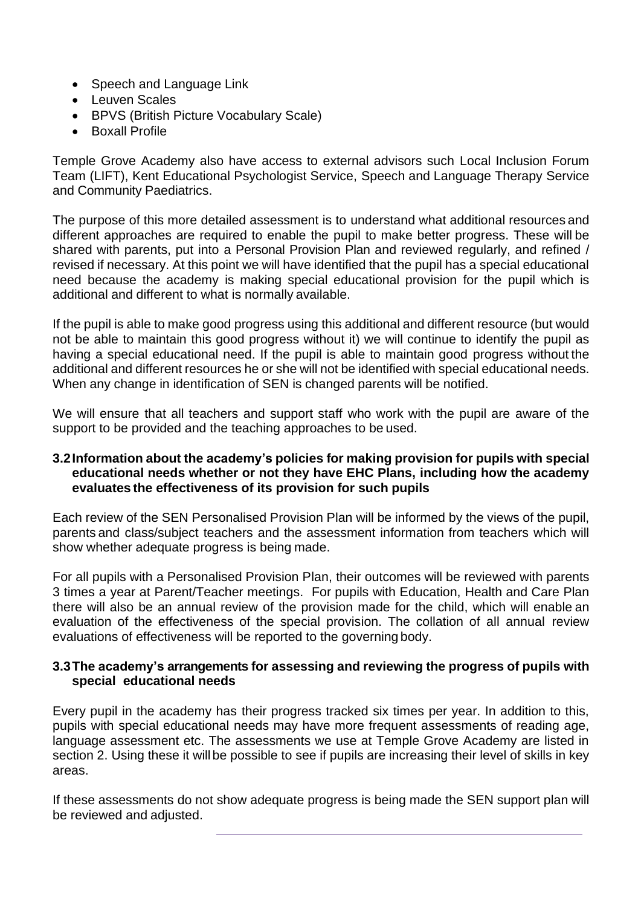- Speech and Language Link
- Leuven Scales
- BPVS (British Picture Vocabulary Scale)
- Boxall Profile

Temple Grove Academy also have access to external advisors such Local Inclusion Forum Team (LIFT), Kent Educational Psychologist Service, Speech and Language Therapy Service and Community Paediatrics.

The purpose of this more detailed assessment is to understand what additional resources and different approaches are required to enable the pupil to make better progress. These will be shared with parents, put into a Personal Provision Plan and reviewed regularly, and refined / revised if necessary. At this point we will have identified that the pupil has a special educational need because the academy is making special educational provision for the pupil which is additional and different to what is normally available.

If the pupil is able to make good progress using this additional and different resource (but would not be able to maintain this good progress without it) we will continue to identify the pupil as having a special educational need. If the pupil is able to maintain good progress without the additional and different resources he or she will not be identified with special educational needs. When any change in identification of SEN is changed parents will be notified.

We will ensure that all teachers and support staff who work with the pupil are aware of the support to be provided and the teaching approaches to be used.

### 3.2 Information about the academy's policies for making provision for pupils with special educational needs whether or not they have EHC Plans, including how the academy evaluates the effectiveness of its provision for such pupils

Each review of the SEN Personalised Provision Plan will be informed by the views of the pupil, parents and class/subject teachers and the assessment information from teachers which will show whether adequate progress is being made.

For all pupils with a Personalised Provision Plan, their outcomes will be reviewed with parents 3 times a year at Parent/Teacher meetings. For pupils with Education, Health and Care Plan there will also be an annual review of the provision made for the child, which will enable an evaluation of the effectiveness of the special provision. The collation of all annual review evaluations of effectiveness will be reported to the governing body.

### 3.3 The academy's arrangements for assessing and reviewing the progress of pupils with special educational needs

Every pupil in the academy has their progress tracked six times per year. In addition to this, pupils with special educational needs may have more frequent assessments of reading age, language assessment etc. The assessments we use at Temple Grove Academy are listed in section 2. Using these it will be possible to see if pupils are increasing their level of skills in key areas.

If these assessments do not show adequate progress is being made the SEN support plan will be reviewed and adjusted.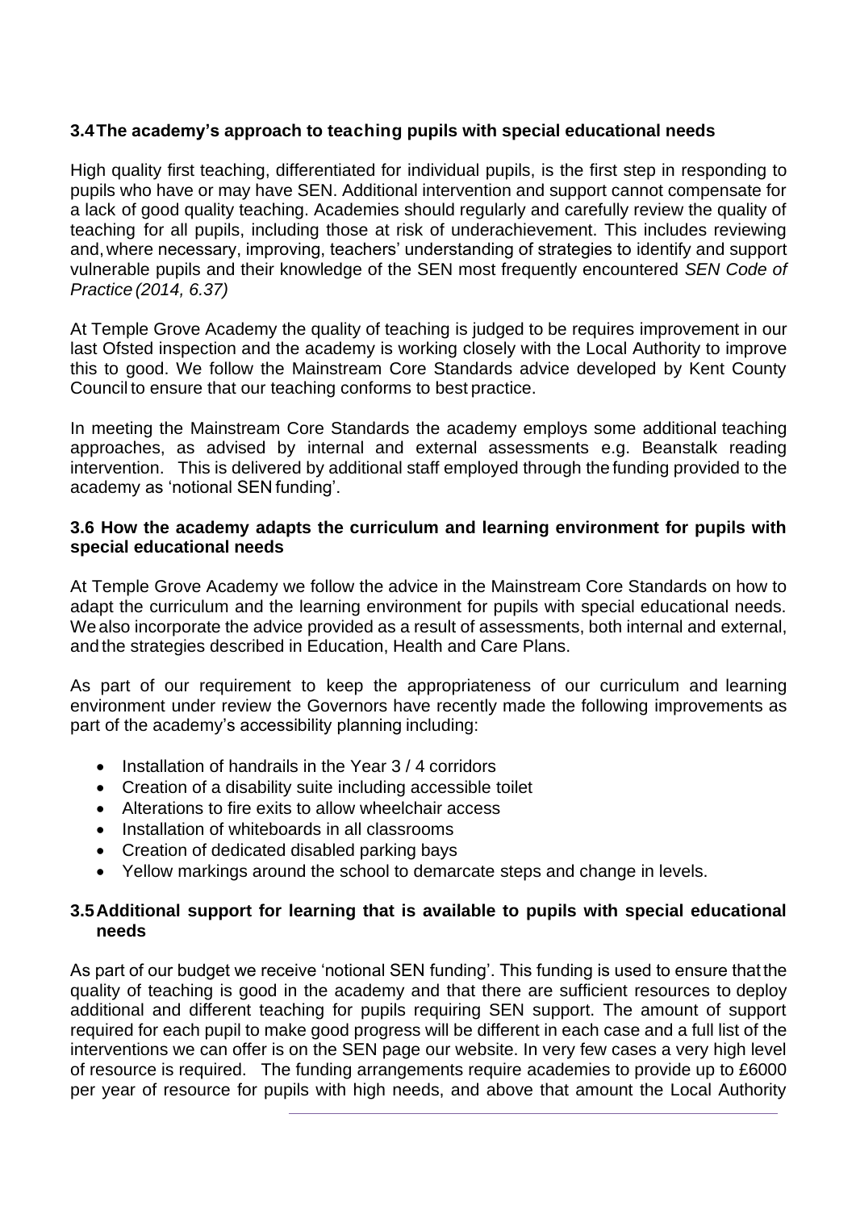### 3.4 The academy's approach to teaching pupils with special educational needs

High quality first teaching, differentiated for individual pupils, is the first step in responding to pupils who have or may have SEN. Additional intervention and support cannot compensate for a lack of good quality teaching. Academies should regularly and carefully review the quality of teaching for all pupils, including those at risk of underachievement. This includes reviewing and, where necessary, improving, teachers' understanding of strategies to identify and support vulnerable pupils and their knowledge of the SEN most frequently encountered *SEN Code of Practice (2014, 6.37)*

At Temple Grove Academy the quality of teaching is judged to be requires improvement in our last Ofsted inspection and the academy is working closely with the Local Authority to improve this to good. We follow the Mainstream Core Standards advice developed by Kent County Council to ensure that our teaching conforms to best practice.

In meeting the Mainstream Core Standards the academy employs some additional teaching approaches, as advised by internal and external assessments e.g. Beanstalk reading intervention. This is delivered by additional staff employed through the funding provided to the academy as 'notional SEN funding'.

### 3.6 How the academy adapts the curriculum and learning environment for pupils with special educational needs

At Temple Grove Academy we follow the advice in the Mainstream Core Standards on how to adapt the curriculum and the learning environment for pupils with special educational needs. We also incorporate the advice provided as a result of assessments, both internal and external, and the strategies described in Education, Health and Care Plans.

As part of our requirement to keep the appropriateness of our curriculum and learning environment under review the Governors have recently made the following improvements as part of the academy's accessibility planning including:

- Installation of handrails in the Year 3 / 4 corridors
- Creation of a disability suite including accessible toilet
- Alterations to fire exits to allow wheelchair access
- Installation of whiteboards in all classrooms
- Creation of dedicated disabled parking bays
- Yellow markings around the school to demarcate steps and change in levels.

### 3.5 Additional support for learning that is available to pupils with special educational needs

As part of our budget we receive 'notional SEN funding'. This funding is used to ensure that the quality of teaching is good in the academy and that there are sufficient resources to deploy additional and different teaching for pupils requiring SEN support. The amount of support required for each pupil to make good progress will be different in each case and a full list of the interventions we can offer is on the SEN page our website. In very few cases a very high level of resource is required. The funding arrangements require academies to provide up to £6000 per year of resource for pupils with high needs, and above that amount the Local Authority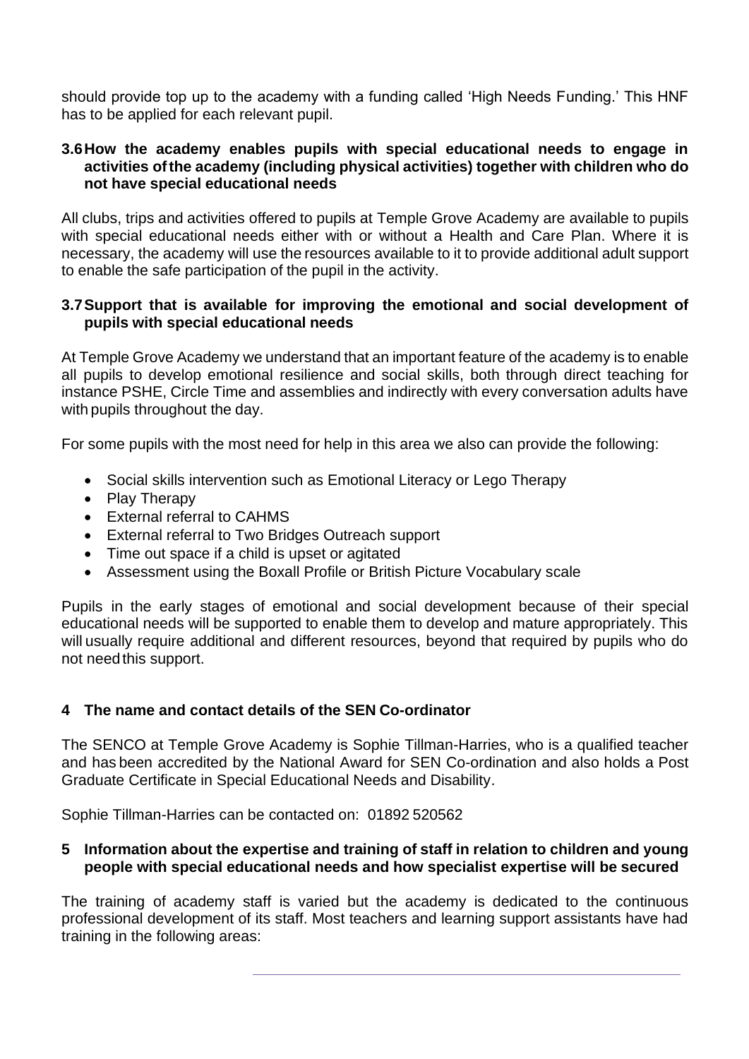should provide top up to the academy with a funding called 'High Needs Funding.' This HNF has to be applied for each relevant pupil.

### 3.6 How the academy enables pupils with special educational needs to engage in activities of the academy (including physical activities) together with children who do not have special educational needs

All clubs, trips and activities offered to pupils at Temple Grove Academy are available to pupils with special educational needs either with or without a Health and Care Plan. Where it is necessary, the academy will use the resources available to it to provide additional adult support to enable the safe participation of the pupil in the activity.

### 3.7 Support that is available for improving the emotional and social development of pupils with special educational needs

At Temple Grove Academy we understand that an important feature of the academy is to enable all pupils to develop emotional resilience and social skills, both through direct teaching for instance PSHE, Circle Time and assemblies and indirectly with every conversation adults have with pupils throughout the day.

For some pupils with the most need for help in this area we also can provide the following:

- Social skills intervention such as Emotional Literacy or Lego Therapy
- Play Therapy
- External referral to CAHMS
- External referral to Two Bridges Outreach support
- Time out space if a child is upset or agitated
- Assessment using the Boxall Profile or British Picture Vocabulary scale

Pupils in the early stages of emotional and social development because of their special educational needs will be supported to enable them to develop and mature appropriately. This will usually require additional and different resources, beyond that required by pupils who do not need this support.

## 4 The name and contact details of the SEN Co-ordinator

The SENCO at Temple Grove Academy is Sophie Tillman-Harries, who is a qualified teacher and has been accredited by the National Award for SEN Co-ordination and also holds a Post Graduate Certificate in Special Educational Needs and Disability.

Sophie Tillman-Harries can be contacted on: 01892 520562

## 5 Information about the expertise and training of staff in relation to children and young people with special educational needs and how specialist expertise will be secured

The training of academy staff is varied but the academy is dedicated to the continuous professional development of its staff. Most teachers and learning support assistants have had training in the following areas: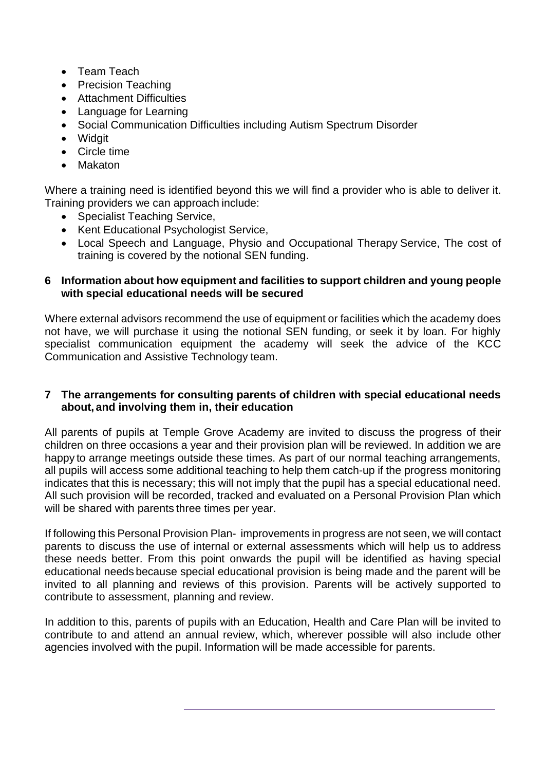- Team Teach
- Precision Teaching
- Attachment Difficulties
- Language for Learning
- Social Communication Difficulties including Autism Spectrum Disorder
- Widgit
- Circle time
- Makaton

Where a training need is identified beyond this we will find a provider who is able to deliver it. Training providers we can approach include:

- Specialist Teaching Service,
- Kent Educational Psychologist Service,
- Local Speech and Language, Physio and Occupational Therapy Service, The cost of training is covered by the notional SEN funding.

## 6 Information about how equipment and facilities to support children and young people with special educational needs will be secured

Where external advisors recommend the use of equipment or facilities which the academy does not have, we will purchase it using the notional SEN funding, or seek it by loan. For highly specialist communication equipment the academy will seek the advice of the KCC Communication and Assistive Technology team.

## 7 The arrangements for consulting parents of children with special educational needs about, and involving them in, their education

All parents of pupils at Temple Grove Academy are invited to discuss the progress of their children on three occasions a year and their provision plan will be reviewed. In addition we are happy to arrange meetings outside these times. As part of our normal teaching arrangements, all pupils will access some additional teaching to help them catch-up if the progress monitoring indicates that this is necessary; this will not imply that the pupil has a special educational need. All such provision will be recorded, tracked and evaluated on a Personal Provision Plan which will be shared with parents three times per year.

If following this Personal Provision Plan- improvements in progress are not seen, we will contact parents to discuss the use of internal or external assessments which will help us to address these needs better. From this point onwards the pupil will be identified as having special educational needs because special educational provision is being made and the parent will be invited to all planning and reviews of this provision. Parents will be actively supported to contribute to assessment, planning and review.

In addition to this, parents of pupils with an Education, Health and Care Plan will be invited to contribute to and attend an annual review, which, wherever possible will also include other agencies involved with the pupil. Information will be made accessible for parents.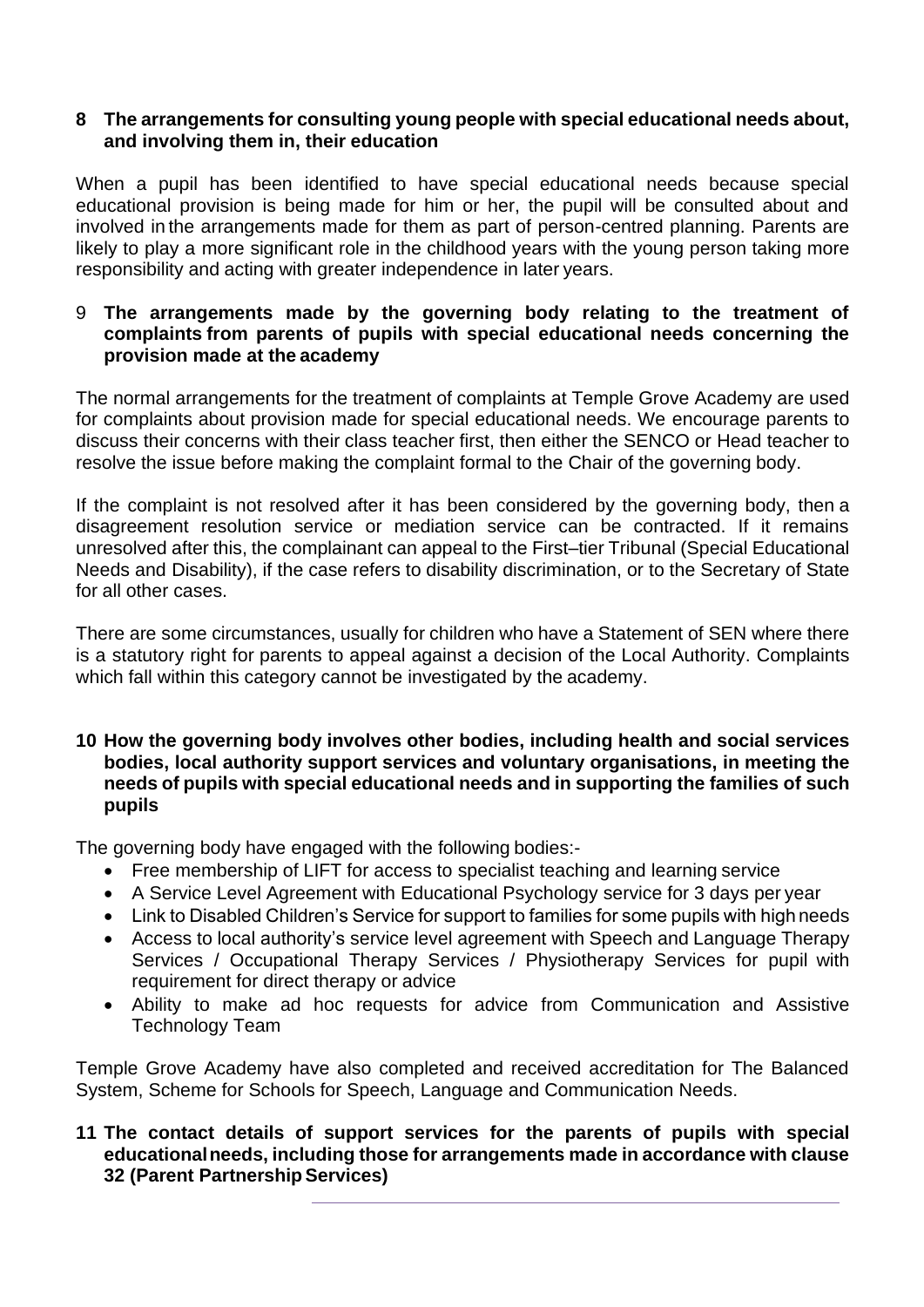**8 The arrangements for consulting young people with special educational needs about, and involving them in, their education**

When a pupil has been identified to have special educational needs because special educational provision is being made for him or her, the pupil will be consulted about and involved in the arrangements made for them as part of person-centred planning. Parents are likely to play a more significant role in the childhood years with the young person taking more responsibility and acting with greater independence in later years.

**9 The arrangements made by the governing body relating to the treatment of complaints from parents of pupils with special educational needs concerning the provision made at the academy**

The normal arrangements for the treatment of complaints at Temple Grove Academy are used for complaints about provision made for special educational needs. We encourage parents to discuss their concerns with their class teacher first, then either the SENCO or Head teacher to resolve the issue before making the complaint formal to the Chair of the governing body.

If the complaint is not resolved after it has been considered by the governing body, then a disagreement resolution service or mediation service can be contracted. If it remains unresolved after this, the complainant can appeal to the First–tier Tribunal (Special Educational Needs and Disability), if the case refers to disability discrimination, or to the Secretary of State for all other cases.

There are some circumstances, usually for children who have a Statement of SEN where there is a statutory right for parents to appeal against a decision of the Local Authority. Complaints which fall within this category cannot be investigated by the academy.

**10 How the governing body involves other bodies, including health and social services bodies, local authority support services and voluntary organisations, in meeting the needs of pupils with special educational needs and in supporting the families of such pupils**

The governing body have engaged with the following bodies:-

- Free membership of LIFT for access to specialist teaching and learning service
- A Service Level Agreement with Educational Psychology service for 3 days per year
- Link to Disabled Children's Service for support to families for some pupils with high needs
- Access to local authority's service level agreement with Speech and Language Therapy Services / Occupational Therapy Services / Physiotherapy Services for pupil with requirement for direct therapy or advice
- Ability to make ad hoc requests for advice from Communication and Assistive Technology Team

Temple Grove Academy have also completed and received accreditation for The Balanced System, Scheme for Schools for Speech, Language and Communication Needs.

**11 The contact details of support services for the parents of pupils with special educational needs, including those for arrangements made in accordance with clause 32 (Parent Partnership Services)**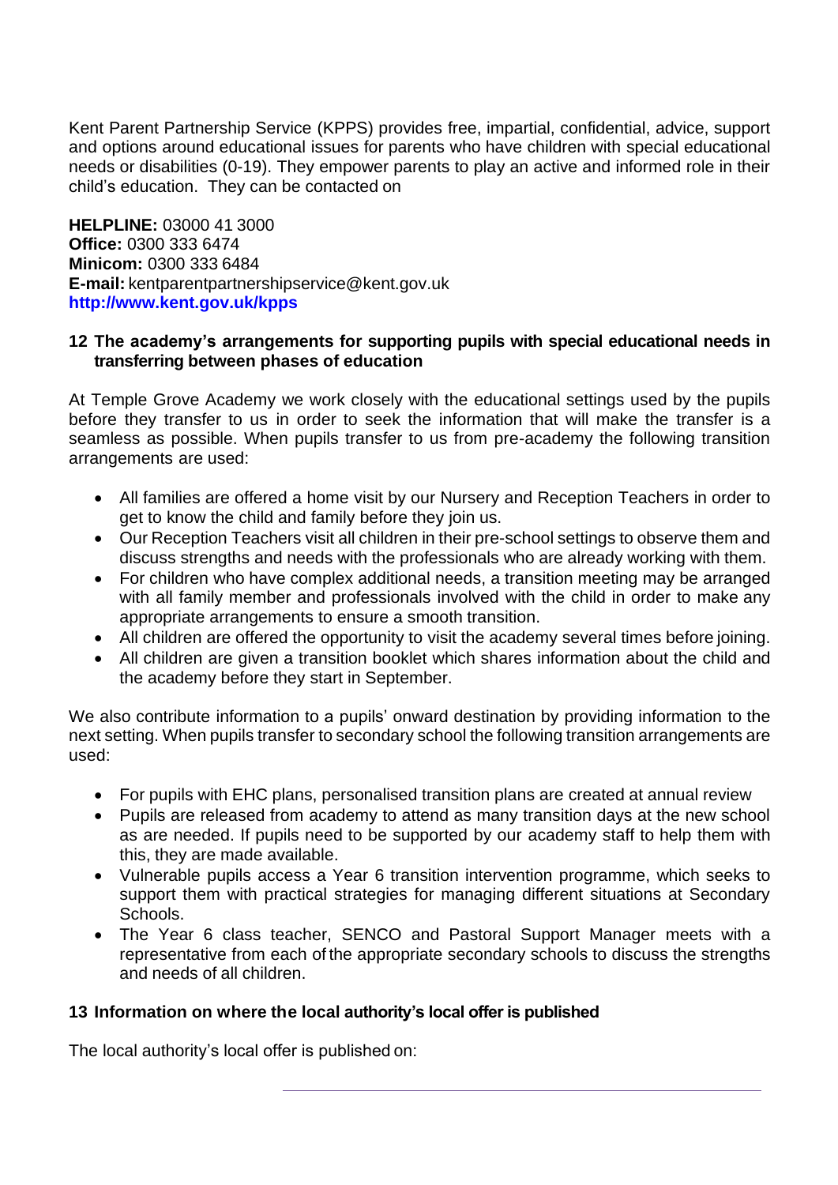Kent Parent Partnership Service (KPPS) provides free, impartial, confidential, advice, support and options around educational issues for parents who have children with special educational needs or disabilities (0-19). They empower parents to play an active and informed role in their child's education. They can be contacted on

**HELPLINE:** 03000 41 3000
**Office:** 0300 333 6474
**Minicom:** 0300 333 6484
**E-mail:** kentparentpartnershipservice@kent.gov.uk
**http://www.kent.gov.uk/kpps**

## 12 The academy's arrangements for supporting pupils with special educational needs in transferring between phases of education

At Temple Grove Academy we work closely with the educational settings used by the pupils before they transfer to us in order to seek the information that will make the transfer is a seamless as possible. When pupils transfer to us from pre-academy the following transition arrangements are used:

- All families are offered a home visit by our Nursery and Reception Teachers in order to get to know the child and family before they join us.
- Our Reception Teachers visit all children in their pre-school settings to observe them and discuss strengths and needs with the professionals who are already working with them.
- For children who have complex additional needs, a transition meeting may be arranged with all family member and professionals involved with the child in order to make any appropriate arrangements to ensure a smooth transition.
- All children are offered the opportunity to visit the academy several times before joining.
- All children are given a transition booklet which shares information about the child and the academy before they start in September.

We also contribute information to a pupils' onward destination by providing information to the next setting. When pupils transfer to secondary school the following transition arrangements are used:

- For pupils with EHC plans, personalised transition plans are created at annual review
- Pupils are released from academy to attend as many transition days at the new school as are needed. If pupils need to be supported by our academy staff to help them with this, they are made available.
- Vulnerable pupils access a Year 6 transition intervention programme, which seeks to support them with practical strategies for managing different situations at Secondary Schools.
- The Year 6 class teacher, SENCO and Pastoral Support Manager meets with a representative from each of the appropriate secondary schools to discuss the strengths and needs of all children.

## 13 Information on where the local authority's local offer is published

The local authority's local offer is published on: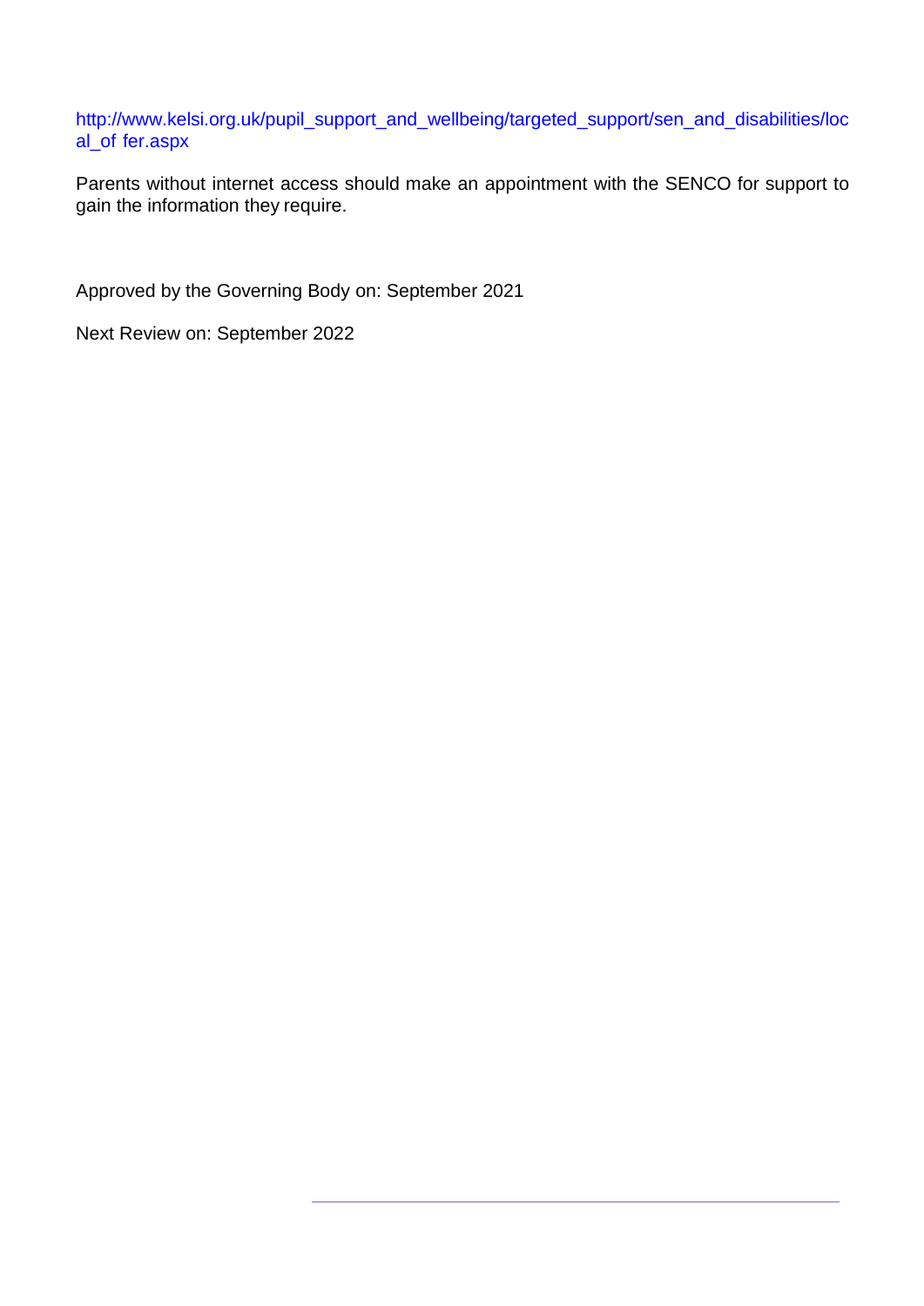http://www.kelsi.org.uk/pupil_support_and_wellbeing/targeted_support/sen_and_disabilities/local_of fer.aspx

Parents without internet access should make an appointment with the SENCO for support to gain the information they require.

Approved by the Governing Body on: September 2021

Next Review on: September 2022